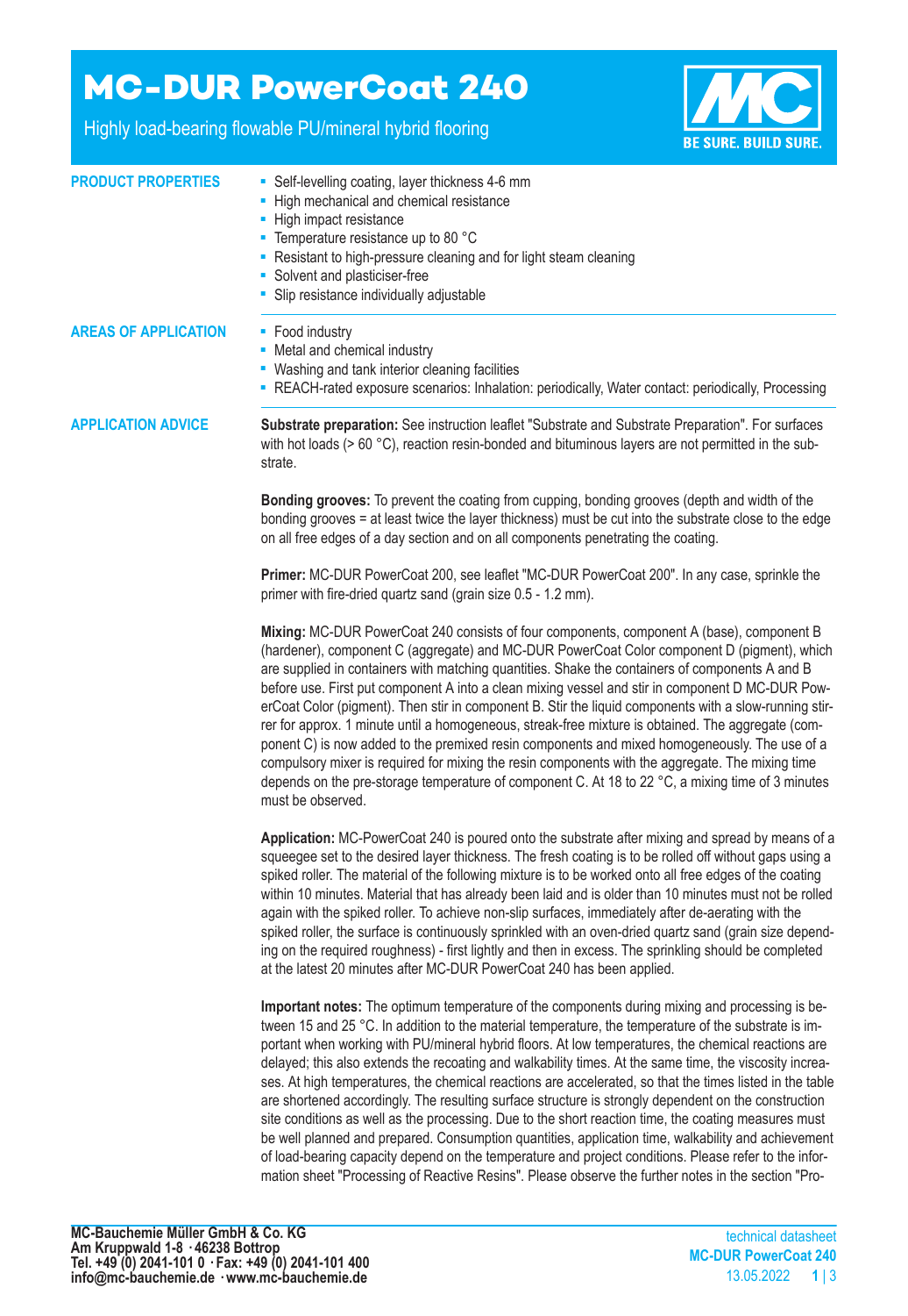# MC-DUR PowerCoat 240

Highly load-bearing flowable PU/mineral hybrid flooring

BE SURE. BUILD SURE.

## PRODUCT PROPERTIES

- Self-levelling coating, layer thickness 4-6 mm
- High mechanical and chemical resistance
- High impact resistance
- Temperature resistance up to 80 °C
- Resistant to high-pressure cleaning and for light steam cleaning
- Solvent and plasticiser-free
- Slip resistance individually adjustable

## AREAS OF APPLICATION

- Food industry
- Metal and chemical industry
- Washing and tank interior cleaning facilities
- REACH-rated exposure scenarios: Inhalation: periodically, Water contact: periodically, Processing

## APPLICATION ADVICE

**Substrate preparation:** See instruction leaflet "Substrate and Substrate Preparation". For surfaces with hot loads (> 60 °C), reaction resin-bonded and bituminous layers are not permitted in the substrate.

**Bonding grooves:** To prevent the coating from cupping, bonding grooves (depth and width of the bonding grooves = at least twice the layer thickness) must be cut into the substrate close to the edge on all free edges of a day section and on all components penetrating the coating.

**Primer:** MC-DUR PowerCoat 200, see leaflet "MC-DUR PowerCoat 200". In any case, sprinkle the primer with fire-dried quartz sand (grain size 0.5 - 1.2 mm).

**Mixing:** MC-DUR PowerCoat 240 consists of four components, component A (base), component B (hardener), component C (aggregate) and MC-DUR PowerCoat Color component D (pigment), which are supplied in containers with matching quantities. Shake the containers of components A and B before use. First put component A into a clean mixing vessel and stir in component D MC-DUR PowerCoat Color (pigment). Then stir in component B. Stir the liquid components with a slow-running stirrer for approx. 1 minute until a homogeneous, streak-free mixture is obtained. The aggregate (component C) is now added to the premixed resin components and mixed homogeneously. The use of a compulsory mixer is required for mixing the resin components with the aggregate. The mixing time depends on the pre-storage temperature of component C. At 18 to 22 °C, a mixing time of 3 minutes must be observed.

**Application:** MC-PowerCoat 240 is poured onto the substrate after mixing and spread by means of a squeegee set to the desired layer thickness. The fresh coating is to be rolled off without gaps using a spiked roller. The material of the following mixture is to be worked onto all free edges of the coating within 10 minutes. Material that has already been laid and is older than 10 minutes must not be rolled again with the spiked roller. To achieve non-slip surfaces, immediately after de-aerating with the spiked roller, the surface is continuously sprinkled with an oven-dried quartz sand (grain size depending on the required roughness) - first lightly and then in excess. The sprinkling should be completed at the latest 20 minutes after MC-DUR PowerCoat 240 has been applied.

**Important notes:** The optimum temperature of the components during mixing and processing is between 15 and 25 °C. In addition to the material temperature, the temperature of the substrate is important when working with PU/mineral hybrid floors. At low temperatures, the chemical reactions are delayed; this also extends the recoating and walkability times. At the same time, the viscosity increases. At high temperatures, the chemical reactions are accelerated, so that the times listed in the table are shortened accordingly. The resulting surface structure is strongly dependent on the construction site conditions as well as the processing. Due to the short reaction time, the coating measures must be well planned and prepared. Consumption quantities, application time, walkability and achievement of load-bearing capacity depend on the temperature and project conditions. Please refer to the information sheet "Processing of Reactive Resins". Please observe the further notes in the section "Pro-

MC-Bauchemie Müller GmbH & Co. KG
Am Kruppwald 1-8 · 46238 Bottrop
Tel. +49 (0) 2041-101 0 · Fax: +49 (0) 2041-101 400
info@mc-bauchemie.de · www.mc-bauchemie.de

technical datasheet
MC-DUR PowerCoat 240
13.05.2022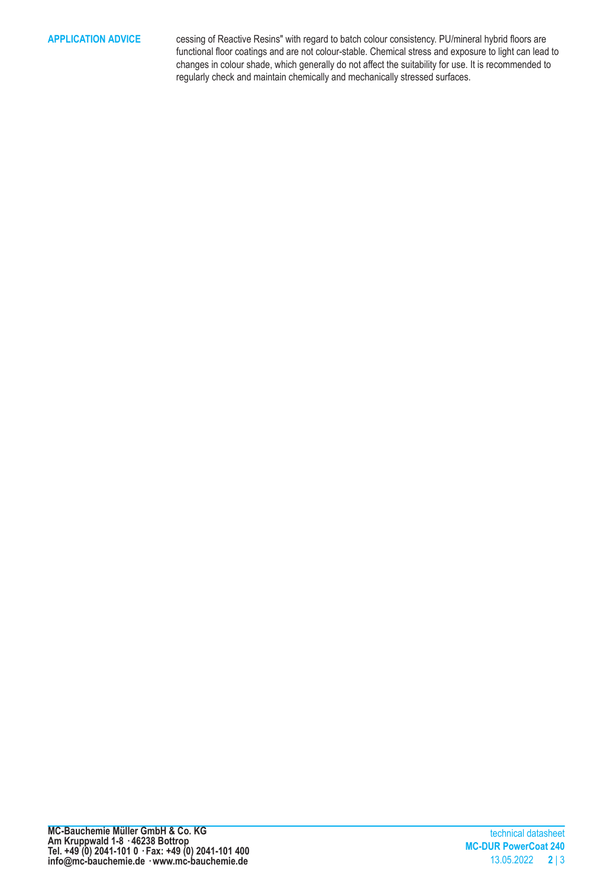**APPLICATION ADVICE**

cessing of Reactive Resins" with regard to batch colour consistency. PU/mineral hybrid floors are functional floor coatings and are not colour-stable. Chemical stress and exposure to light can lead to changes in colour shade, which generally do not affect the suitability for use. It is recommended to regularly check and maintain chemically and mechanically stressed surfaces.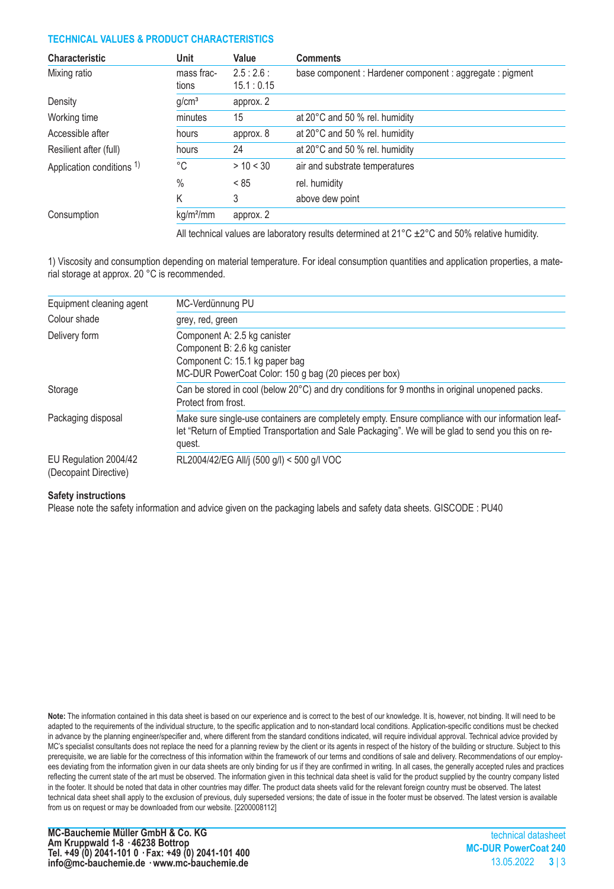#### TECHNICAL VALUES & PRODUCT CHARACTERISTICS

| Characteristic | Unit | Value | Comments |
|---|---|---|---|
| Mixing ratio | mass fractions | 2.5 : 2.6 : 15.1 : 0.15 | base component : Hardener component : aggregate : pigment |
| Density | g/cm³ | approx. 2 | |
| Working time | minutes | 15 | at 20°C and 50 % rel. humidity |
| Accessible after | hours | approx. 8 | at 20°C and 50 % rel. humidity |
| Resilient after (full) | hours | 24 | at 20°C and 50 % rel. humidity |
| Application conditions [1] | °C | > 10 < 30 | air and substrate temperatures |
| | % | < 85 | rel. humidity |
| | K | 3 | above dew point |
| Consumption | kg/m²/mm | approx. 2 | |

All technical values are laboratory results determined at 21°C ±2°C and 50% relative humidity.

1) Viscosity and consumption depending on material temperature. For ideal consumption quantities and application properties, a material storage at approx. 20 °C is recommended.

| | |
|---|---|
| Equipment cleaning agent | MC-Verdünnung PU |
| Colour shade | grey, red, green |
| Delivery form | Component A: 2.5 kg canister<br>Component B: 2.6 kg canister<br>Component C: 15.1 kg paper bag<br>MC-DUR PowerCoat Color: 150 g bag (20 pieces per box) |
| Storage | Can be stored in cool (below 20°C) and dry conditions for 9 months in original unopened packs. Protect from frost. |
| Packaging disposal | Make sure single-use containers are completely empty. Ensure compliance with our information leaflet "Return of Emptied Transportation and Sale Packaging". We will be glad to send you this on request. |
| EU Regulation 2004/42 (Decopaint Directive) | RL2004/42/EG All/j (500 g/l) < 500 g/l VOC |

**Safety instructions**

Please note the safety information and advice given on the packaging labels and safety data sheets. GISCODE : PU40

**Note:** The information contained in this data sheet is based on our experience and is correct to the best of our knowledge. It is, however, not binding. It will need to be adapted to the requirements of the individual structure, to the specific application and to non-standard local conditions. Application-specific conditions must be checked in advance by the planning engineer/specifier and, where different from the standard conditions indicated, will require individual approval. Technical advice provided by MC's specialist consultants does not replace the need for a planning review by the client or its agents in respect of the history of the building or structure. Subject to this prerequisite, we are liable for the correctness of this information within the framework of our terms and conditions of sale and delivery. Recommendations of our employees deviating from the information given in our data sheets are only binding for us if they are confirmed in writing. In all cases, the generally accepted rules and practices reflecting the current state of the art must be observed. The information given in this technical data sheet is valid for the product supplied by the country company listed in the footer. It should be noted that data in other countries may differ. The product data sheets valid for the relevant foreign country must be observed. The latest technical data sheet shall apply to the exclusion of previous, duly superseded versions; the date of issue in the footer must be observed. The latest version is available from us on request or may be downloaded from our website. [2200008112]

**MC-Bauchemie Müller GmbH & Co. KG**
**Am Kruppwald 1-8 · 46238 Bottrop**
**Tel. +49 (0) 2041-101 0 · Fax: +49 (0) 2041-101 400**
**info@mc-bauchemie.de · www.mc-bauchemie.de**

technical datasheet
**MC-DUR PowerCoat 240**
13.05.2022